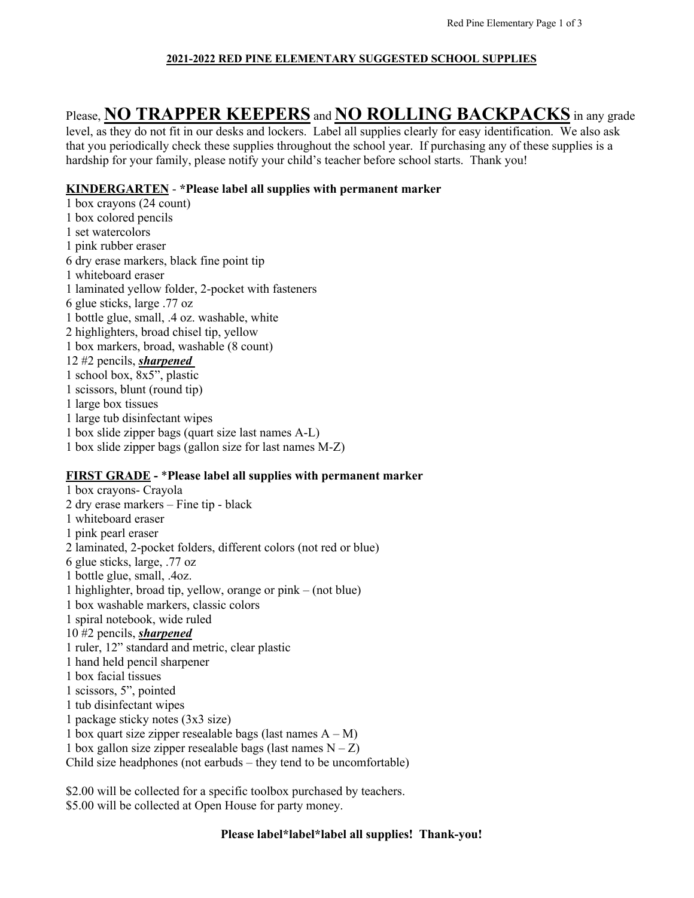## 2021-2022 RED PINE ELEMENTARY SUGGESTED SCHOOL SUPPLIES

Please, **NO TRAPPER KEEPERS** and **NO ROLLING BACKPACKS** in any grade level, as they do not fit in our desks and lockers. Label all supplies clearly for easy identification. We also ask that you periodically check these supplies throughout the school year. If purchasing any of these supplies is a hardship for your family, please notify your child's teacher before school starts. Thank you!

### KINDERGARTEN - *Please label all supplies with permanent marker

1 box crayons (24 count)
1 box colored pencils
1 set watercolors
1 pink rubber eraser
6 dry erase markers, black fine point tip
1 whiteboard eraser
1 laminated yellow folder, 2-pocket with fasteners
6 glue sticks, large .77 oz
1 bottle glue, small, .4 oz. washable, white
2 highlighters, broad chisel tip, yellow
1 box markers, broad, washable (8 count)
12 #2 pencils, ***sharpened***
1 school box, 8x5", plastic
1 scissors, blunt (round tip)
1 large box tissues
1 large tub disinfectant wipes
1 box slide zipper bags (quart size last names A-L)
1 box slide zipper bags (gallon size for last names M-Z)

### FIRST GRADE - *Please label all supplies with permanent marker

1 box crayons- Crayola
2 dry erase markers – Fine tip - black
1 whiteboard eraser
1 pink pearl eraser
2 laminated, 2-pocket folders, different colors (not red or blue)
6 glue sticks, large, .77 oz
1 bottle glue, small, .4oz.
1 highlighter, broad tip, yellow, orange or pink – (not blue)
1 box washable markers, classic colors
1 spiral notebook, wide ruled
10 #2 pencils, ***sharpened***
1 ruler, 12" standard and metric, clear plastic
1 hand held pencil sharpener
1 box facial tissues
1 scissors, 5", pointed
1 tub disinfectant wipes
1 package sticky notes (3x3 size)
1 box quart size zipper resealable bags (last names A – M)
1 box gallon size zipper resealable bags (last names N – Z)
Child size headphones (not earbuds – they tend to be uncomfortable)

$2.00 will be collected for a specific toolbox purchased by teachers.
$5.00 will be collected at Open House for party money.

**Please label*label*label all supplies! Thank-you!**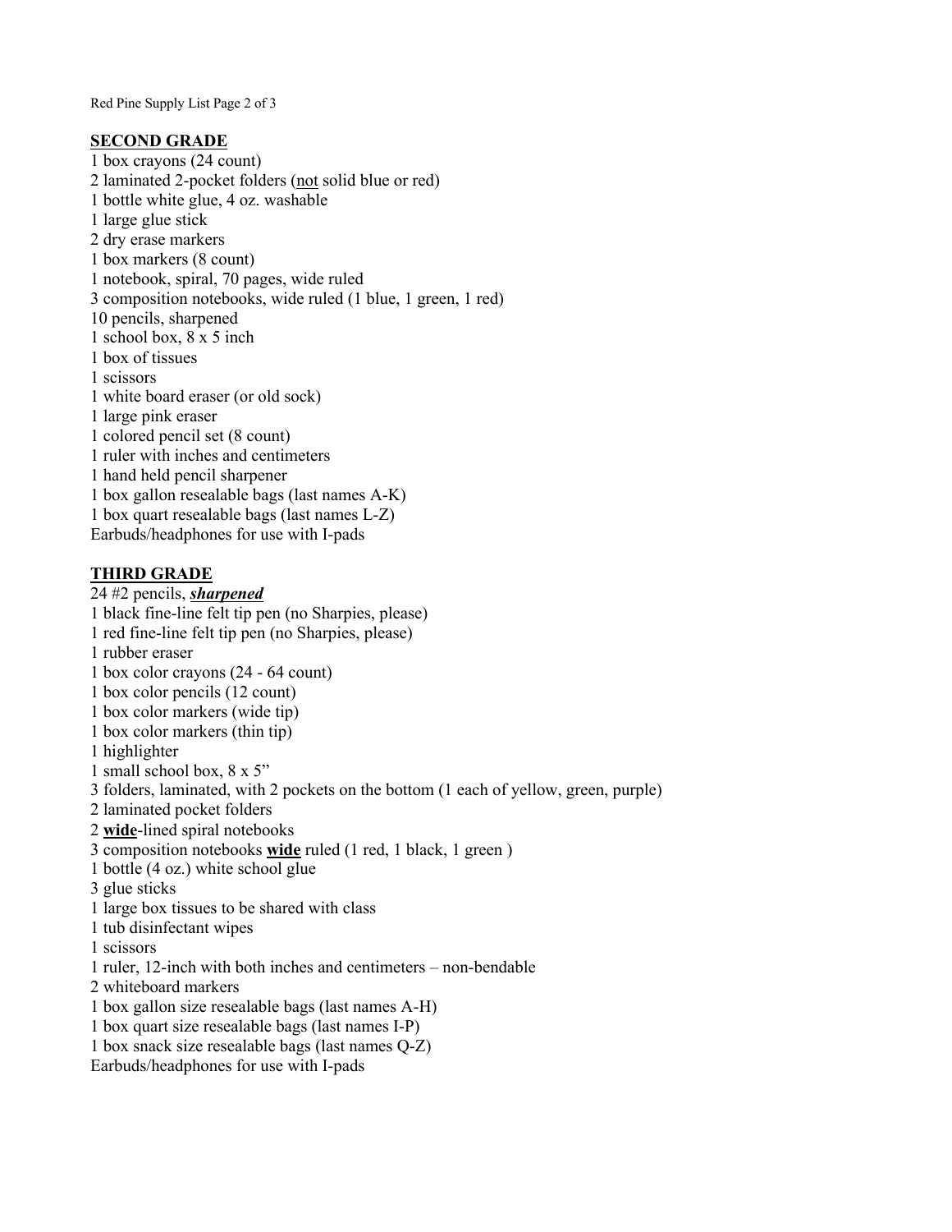## SECOND GRADE

1 box crayons (24 count)
2 laminated 2-pocket folders (<u>not</u> solid blue or red)
1 bottle white glue, 4 oz. washable
1 large glue stick
2 dry erase markers
1 box markers (8 count)
1 notebook, spiral, 70 pages, wide ruled
3 composition notebooks, wide ruled (1 blue, 1 green, 1 red)
10 pencils, sharpened
1 school box, 8 x 5 inch
1 box of tissues
1 scissors
1 white board eraser (or old sock)
1 large pink eraser
1 colored pencil set (8 count)
1 ruler with inches and centimeters
1 hand held pencil sharpener
1 box gallon resealable bags (last names A-K)
1 box quart resealable bags (last names L-Z)
Earbuds/headphones for use with I-pads

## THIRD GRADE

24 #2 pencils, ***<u>sharpened</u>***
1 black fine-line felt tip pen (no Sharpies, please)
1 red fine-line felt tip pen (no Sharpies, please)
1 rubber eraser
1 box color crayons (24 - 64 count)
1 box color pencils (12 count)
1 box color markers (wide tip)
1 box color markers (thin tip)
1 highlighter
1 small school box, 8 x 5"
3 folders, laminated, with 2 pockets on the bottom (1 each of yellow, green, purple)
2 laminated pocket folders
2 **<u>wide</u>**-lined spiral notebooks
3 composition notebooks **<u>wide</u>** ruled (1 red, 1 black, 1 green )
1 bottle (4 oz.) white school glue
3 glue sticks
1 large box tissues to be shared with class
1 tub disinfectant wipes
1 scissors
1 ruler, 12-inch with both inches and centimeters – non-bendable
2 whiteboard markers
1 box gallon size resealable bags (last names A-H)
1 box quart size resealable bags (last names I-P)
1 box snack size resealable bags (last names Q-Z)
Earbuds/headphones for use with I-pads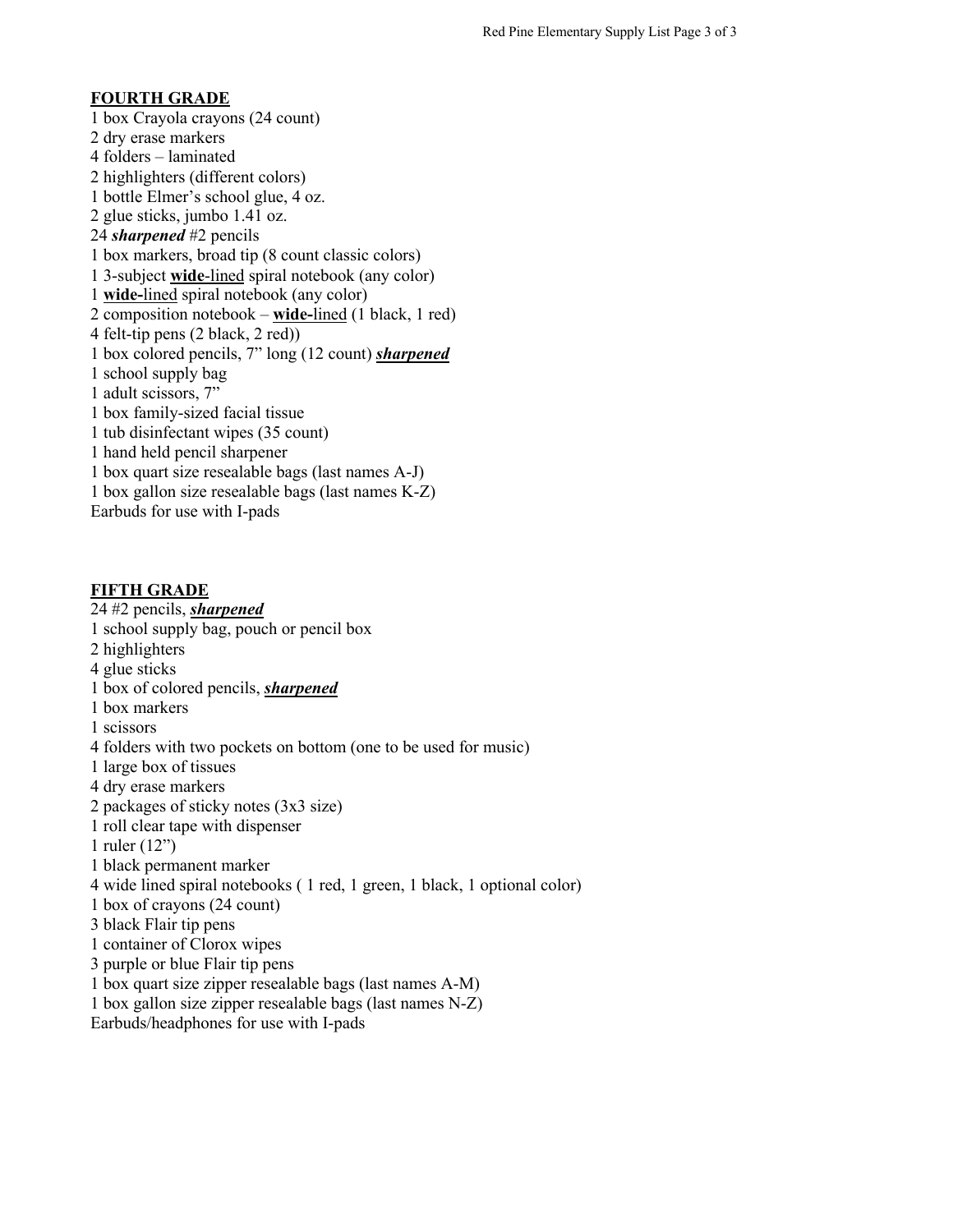## FOURTH GRADE

1 box Crayola crayons (24 count)
2 dry erase markers
4 folders – laminated
2 highlighters (different colors)
1 bottle Elmer's school glue, 4 oz.
2 glue sticks, jumbo 1.41 oz.
24 ***sharpened*** #2 pencils
1 box markers, broad tip (8 count classic colors)
1 3-subject **wide**-lined spiral notebook (any color)
1 **wide-**lined spiral notebook (any color)
2 composition notebook – **wide-**lined (1 black, 1 red)
4 felt-tip pens (2 black, 2 red))
1 box colored pencils, 7" long (12 count) ***sharpened***
1 school supply bag
1 adult scissors, 7"
1 box family-sized facial tissue
1 tub disinfectant wipes (35 count)
1 hand held pencil sharpener
1 box quart size resealable bags (last names A-J)
1 box gallon size resealable bags (last names K-Z)
Earbuds for use with I-pads

## FIFTH GRADE

24 #2 pencils, ***sharpened***
1 school supply bag, pouch or pencil box
2 highlighters
4 glue sticks
1 box of colored pencils, ***sharpened***
1 box markers
1 scissors
4 folders with two pockets on bottom (one to be used for music)
1 large box of tissues
4 dry erase markers
2 packages of sticky notes (3x3 size)
1 roll clear tape with dispenser
1 ruler (12")
1 black permanent marker
4 wide lined spiral notebooks ( 1 red, 1 green, 1 black, 1 optional color)
1 box of crayons (24 count)
3 black Flair tip pens
1 container of Clorox wipes
3 purple or blue Flair tip pens
1 box quart size zipper resealable bags (last names A-M)
1 box gallon size zipper resealable bags (last names N-Z)
Earbuds/headphones for use with I-pads